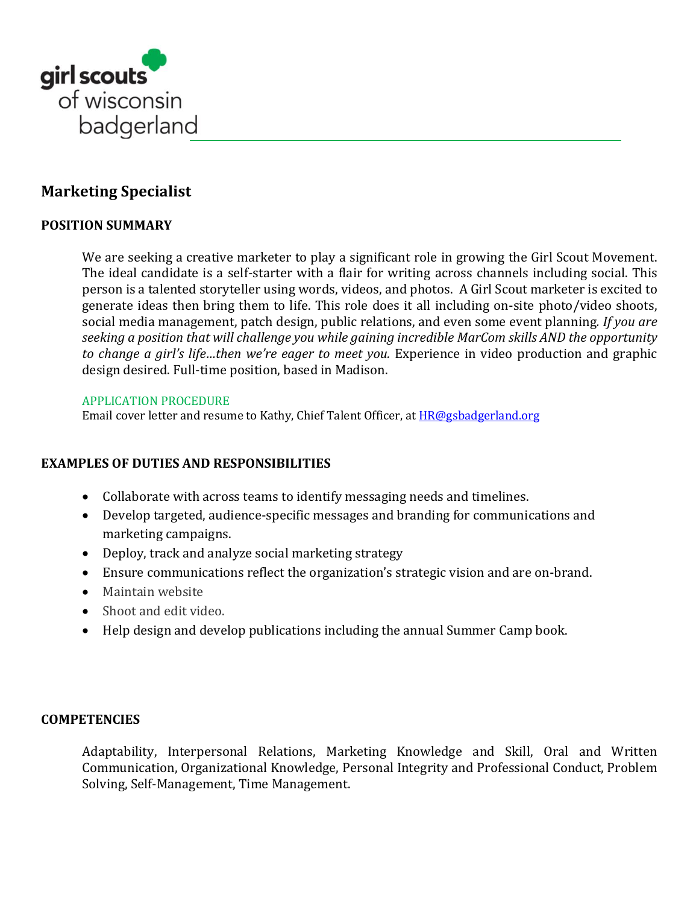girl scouts of wisconsin badgerland

# Marketing Specialist

## POSITION SUMMARY

We are seeking a creative marketer to play a significant role in growing the Girl Scout Movement. The ideal candidate is a self-starter with a flair for writing across channels including social. This person is a talented storyteller using words, videos, and photos. A Girl Scout marketer is excited to generate ideas then bring them to life. This role does it all including on-site photo/video shoots, social media management, patch design, public relations, and even some event planning. *If you are seeking a position that will challenge you while gaining incredible MarCom skills AND the opportunity to change a girl's life…then we're eager to meet you.* Experience in video production and graphic design desired. Full-time position, based in Madison.

APPLICATION PROCEDURE

Email cover letter and resume to Kathy, Chief Talent Officer, at HR@gsbadgerland.org

## EXAMPLES OF DUTIES AND RESPONSIBILITIES

- Collaborate with across teams to identify messaging needs and timelines.
- Develop targeted, audience-specific messages and branding for communications and marketing campaigns.
- Deploy, track and analyze social marketing strategy
- Ensure communications reflect the organization's strategic vision and are on-brand.
- Maintain website
- Shoot and edit video.
- Help design and develop publications including the annual Summer Camp book.

## COMPETENCIES

Adaptability, Interpersonal Relations, Marketing Knowledge and Skill, Oral and Written Communication, Organizational Knowledge, Personal Integrity and Professional Conduct, Problem Solving, Self-Management, Time Management.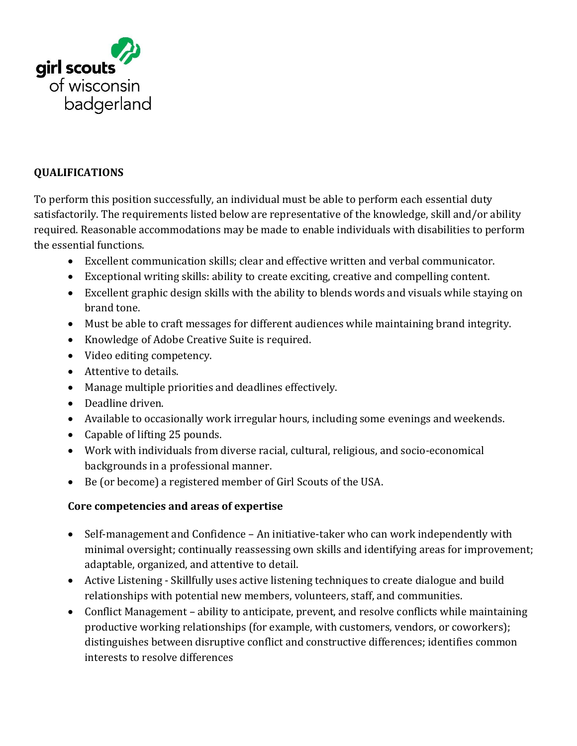## QUALIFICATIONS

To perform this position successfully, an individual must be able to perform each essential duty satisfactorily. The requirements listed below are representative of the knowledge, skill and/or ability required. Reasonable accommodations may be made to enable individuals with disabilities to perform the essential functions.

- Excellent communication skills; clear and effective written and verbal communicator.
- Exceptional writing skills: ability to create exciting, creative and compelling content.
- Excellent graphic design skills with the ability to blends words and visuals while staying on brand tone.
- Must be able to craft messages for different audiences while maintaining brand integrity.
- Knowledge of Adobe Creative Suite is required.
- Video editing competency.
- Attentive to details.
- Manage multiple priorities and deadlines effectively.
- Deadline driven.
- Available to occasionally work irregular hours, including some evenings and weekends.
- Capable of lifting 25 pounds.
- Work with individuals from diverse racial, cultural, religious, and socio-economical backgrounds in a professional manner.
- Be (or become) a registered member of Girl Scouts of the USA.

### Core competencies and areas of expertise

- Self-management and Confidence – An initiative-taker who can work independently with minimal oversight; continually reassessing own skills and identifying areas for improvement; adaptable, organized, and attentive to detail.
- Active Listening - Skillfully uses active listening techniques to create dialogue and build relationships with potential new members, volunteers, staff, and communities.
- Conflict Management – ability to anticipate, prevent, and resolve conflicts while maintaining productive working relationships (for example, with customers, vendors, or coworkers); distinguishes between disruptive conflict and constructive differences; identifies common interests to resolve differences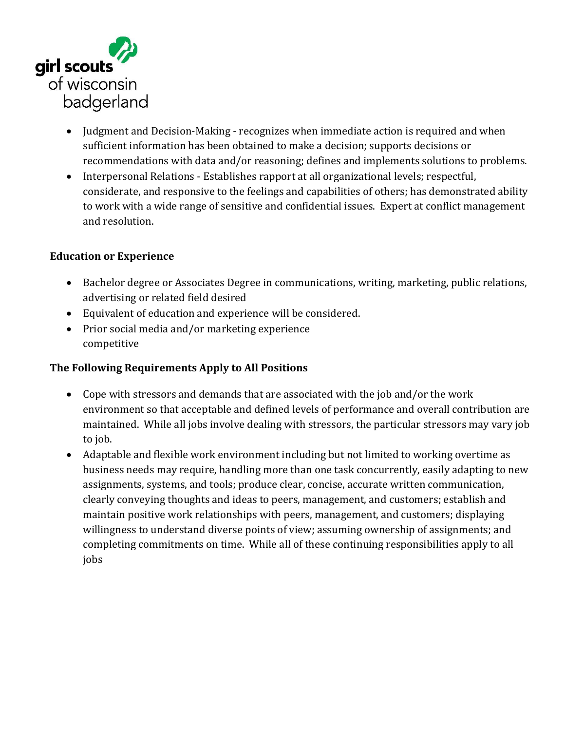- Judgment and Decision-Making - recognizes when immediate action is required and when sufficient information has been obtained to make a decision; supports decisions or recommendations with data and/or reasoning; defines and implements solutions to problems.
- Interpersonal Relations - Establishes rapport at all organizational levels; respectful, considerate, and responsive to the feelings and capabilities of others; has demonstrated ability to work with a wide range of sensitive and confidential issues. Expert at conflict management and resolution.

**Education or Experience**

- Bachelor degree or Associates Degree in communications, writing, marketing, public relations, advertising or related field desired
- Equivalent of education and experience will be considered.
- Prior social media and/or marketing experience competitive

**The Following Requirements Apply to All Positions**

- Cope with stressors and demands that are associated with the job and/or the work environment so that acceptable and defined levels of performance and overall contribution are maintained. While all jobs involve dealing with stressors, the particular stressors may vary job to job.
- Adaptable and flexible work environment including but not limited to working overtime as business needs may require, handling more than one task concurrently, easily adapting to new assignments, systems, and tools; produce clear, concise, accurate written communication, clearly conveying thoughts and ideas to peers, management, and customers; establish and maintain positive work relationships with peers, management, and customers; displaying willingness to understand diverse points of view; assuming ownership of assignments; and completing commitments on time. While all of these continuing responsibilities apply to all jobs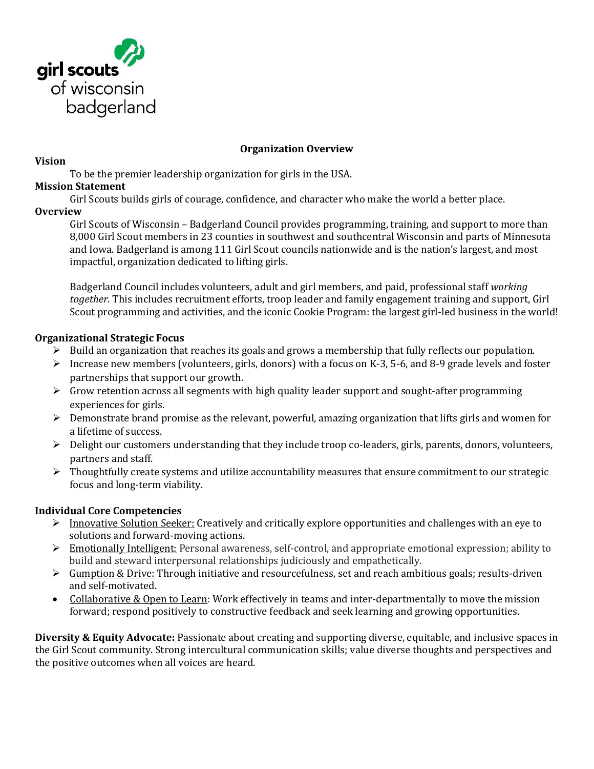## Organization Overview

**Vision**

To be the premier leadership organization for girls in the USA.

**Mission Statement**

Girl Scouts builds girls of courage, confidence, and character who make the world a better place.

**Overview**

Girl Scouts of Wisconsin – Badgerland Council provides programming, training, and support to more than 8,000 Girl Scout members in 23 counties in southwest and southcentral Wisconsin and parts of Minnesota and Iowa. Badgerland is among 111 Girl Scout councils nationwide and is the nation's largest, and most impactful, organization dedicated to lifting girls.

Badgerland Council includes volunteers, adult and girl members, and paid, professional staff *working together*. This includes recruitment efforts, troop leader and family engagement training and support, Girl Scout programming and activities, and the iconic Cookie Program: the largest girl-led business in the world!

**Organizational Strategic Focus**

- Build an organization that reaches its goals and grows a membership that fully reflects our population.
- Increase new members (volunteers, girls, donors) with a focus on K-3, 5-6, and 8-9 grade levels and foster partnerships that support our growth.
- Grow retention across all segments with high quality leader support and sought-after programming experiences for girls.
- Demonstrate brand promise as the relevant, powerful, amazing organization that lifts girls and women for a lifetime of success.
- Delight our customers understanding that they include troop co-leaders, girls, parents, donors, volunteers, partners and staff.
- Thoughtfully create systems and utilize accountability measures that ensure commitment to our strategic focus and long-term viability.

**Individual Core Competencies**

- Innovative Solution Seeker: Creatively and critically explore opportunities and challenges with an eye to solutions and forward-moving actions.
- Emotionally Intelligent: Personal awareness, self-control, and appropriate emotional expression; ability to build and steward interpersonal relationships judiciously and empathetically.
- Gumption & Drive: Through initiative and resourcefulness, set and reach ambitious goals; results-driven and self-motivated.
- Collaborative & Open to Learn: Work effectively in teams and inter-departmentally to move the mission forward; respond positively to constructive feedback and seek learning and growing opportunities.

**Diversity & Equity Advocate:** Passionate about creating and supporting diverse, equitable, and inclusive spaces in the Girl Scout community. Strong intercultural communication skills; value diverse thoughts and perspectives and the positive outcomes when all voices are heard.